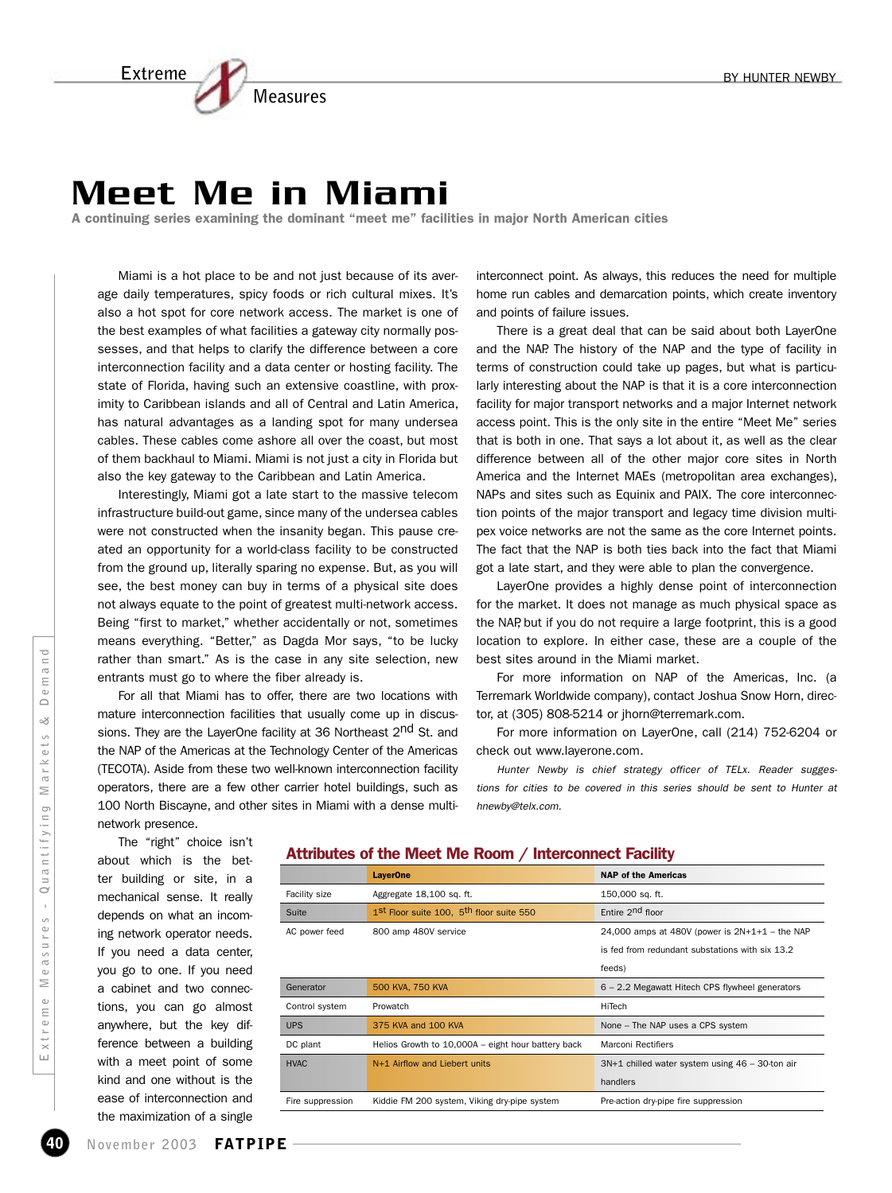# Meet Me in Miami

**A continuing series examining the dominant "meet me" facilities in major North American cities**

BY HUNTER NEWBY

Miami is a hot place to be and not just because of its average daily temperatures, spicy foods or rich cultural mixes. It's also a hot spot for core network access. The market is one of the best examples of what facilities a gateway city normally possesses, and that helps to clarify the difference between a core interconnection facility and a data center or hosting facility. The state of Florida, having such an extensive coastline, with proximity to Caribbean islands and all of Central and Latin America, has natural advantages as a landing spot for many undersea cables. These cables come ashore all over the coast, but most of them backhaul to Miami. Miami is not just a city in Florida but also the key gateway to the Caribbean and Latin America.

Interestingly, Miami got a late start to the massive telecom infrastructure build-out game, since many of the undersea cables were not constructed when the insanity began. This pause created an opportunity for a world-class facility to be constructed from the ground up, literally sparing no expense. But, as you will see, the best money can buy in terms of a physical site does not always equate to the point of greatest multi-network access. Being "first to market," whether accidentally or not, sometimes means everything. "Better," as Dagda Mor says, "to be lucky rather than smart." As is the case in any site selection, new entrants must go to where the fiber already is.

For all that Miami has to offer, there are two locations with mature interconnection facilities that usually come up in discussions. They are the LayerOne facility at 36 Northeast 2nd St. and the NAP of the Americas at the Technology Center of the Americas (TECOTA). Aside from these two well-known interconnection facility operators, there are a few other carrier hotel buildings, such as 100 North Biscayne, and other sites in Miami with a dense multi-network presence.

The "right" choice isn't about which is the better building or site, in a mechanical sense. It really depends on what an incoming network operator needs. If you need a data center, you go to one. If you need a cabinet and two connections, you can go almost anywhere, but the key difference between a building with a meet point of some kind and one without is the ease of interconnection and the maximization of a single interconnect point. As always, this reduces the need for multiple home run cables and demarcation points, which create inventory and points of failure issues.

There is a great deal that can be said about both LayerOne and the NAP. The history of the NAP and the type of facility in terms of construction could take up pages, but what is particularly interesting about the NAP is that it is a core interconnection facility for major transport networks and a major Internet network access point. This is the only site in the entire "Meet Me" series that is both in one. That says a lot about it, as well as the clear difference between all of the other major core sites in North America and the Internet MAEs (metropolitan area exchanges), NAPs and sites such as Equinix and PAIX. The core interconnection points of the major transport and legacy time division multiplex voice networks are not the same as the core Internet points. The fact that the NAP is both ties back into the fact that Miami got a late start, and they were able to plan the convergence.

LayerOne provides a highly dense point of interconnection for the market. It does not manage as much physical space as the NAP, but if you do not require a large footprint, this is a good location to explore. In either case, these are a couple of the best sites around in the Miami market.

For more information on NAP of the Americas, Inc. (a Terremark Worldwide company), contact Joshua Snow Horn, director, at (305) 808-5214 or jhorn@terremark.com.

For more information on LayerOne, call (214) 752-6204 or check out www.layerone.com.

*Hunter Newby is chief strategy officer of TELx. Reader suggestions for cities to be covered in this series should be sent to Hunter at hnewby@telx.com.*

## Attributes of the Meet Me Room / Interconnect Facility

| | LayerOne | NAP of the Americas |
|---|---|---|
| Facility size | Aggregate 18,100 sq. ft. | 150,000 sq. ft. |
| Suite | 1st Floor suite 100, 5th floor suite 550 | Entire 2nd floor |
| AC power feed | 800 amp 480V service | 24,000 amps at 480V (power is 2N+1+1 – the NAP is fed from redundant substations with six 13.2 feeds) |
| Generator | 500 KVA, 750 KVA | 6 – 2.2 Megawatt Hitech CPS flywheel generators |
| Control system | Prowatch | HiTech |
| UPS | 375 KVA and 100 KVA | None – The NAP uses a CPS system |
| DC plant | Helios Growth to 10,000A – eight hour battery back | Marconi Rectifiers |
| HVAC | N+1 Airflow and Liebert units | 3N+1 chilled water system using 46 – 30-ton air handlers |
| Fire suppression | Kiddie FM 200 system, Viking dry-pipe system | Pre-action dry-pipe fire suppression |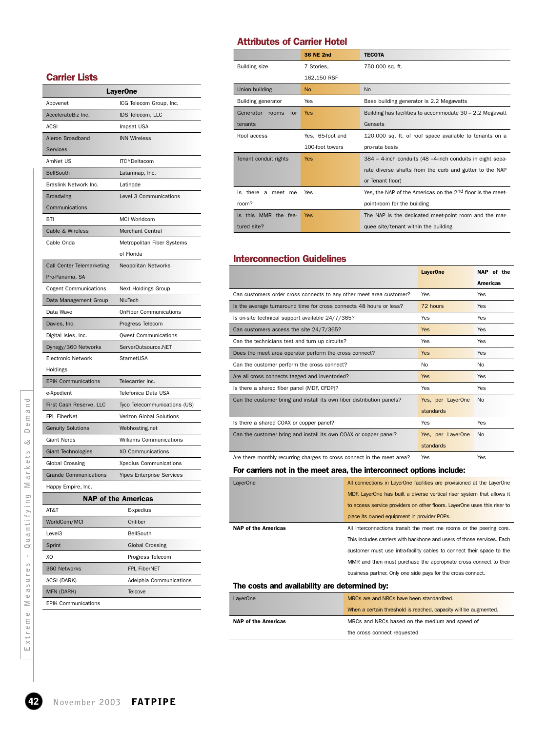## Carrier Lists

| LayerOne | |
|---|---|
| Abovenet | ICG Telecom Group, Inc. |
| AccelerateBiz Inc. | IDS Telecom, LLC |
| ACSI | Impsat USA |
| Aleron Broadband Services | INN Wireless |
| AmNet US | ITC^Deltacom |
| BellSouth | Latamnap, Inc. |
| Braslink Network Inc. | Latinode |
| Broadwing Communications | Level 3 Communications |
| BTI | MCI Worldcom |
| Cable & Wireless | Merchant Central |
| Cable Onda | Metropolitan Fiber Systems of Florida |
| Call Center Telemarketing Pro-Panama, SA | Neopolitan Networks |
| Cogent Communications | Next Holdings Group |
| Data Management Group | NiuTech |
| Data Wave | OnFiber Communications |
| Davies, Inc. | Progress Telecom |
| Digital Isles, Inc. | Qwest Communications |
| Dynegy/360 Networks | ServerOutsource.NET |
| Electronic Network Holdings | StarnetUSA |
| EPIK Communications | Telecarrier Inc. |
| e-Xpedient | Telefonica Data USA |
| First Cash Reserve, LLC | Tyco Telecommunications (US) |
| FPL FiberNet | Verizon Global Solutions |
| Genuity Solutions | Webhosting.net |
| Giant Nerds | Williams Communications |
| Giant Technologies | XO Communications |
| Global Crossing | Xpedius Communications |
| Grande Communications | Yipes Enterprise Services |
| Happy Empire, Inc. | |

| NAP of the Americas | |
|---|---|
| AT&T | E-xpedius |
| WorldCom/MCI | Onfiber |
| Level3 | BellSouth |
| Sprint | Global Crossing |
| XO | Progress Telecom |
| 360 Networks | FPL FiberNET |
| ACSI (DARK) | Adelphia Communications |
| MFN (DARK) | Telcove |
| EPIK Communications | |

## Attributes of Carrier Hotel

| | 36 NE 2nd | TECOTA |
|---|---|---|
| Building size | 7 Stories, 162,150 RSF | 750,000 sq. ft. |
| Union building | No | No |
| Building generator | Yes | Base building generator is 2.2 Megawatts |
| Generator rooms for tenants | Yes | Building has facilities to accommodate 30 – 2.2 Megawatt Gensets |
| Roof access | Yes, 65-foot and 100-foot towers | 120,000 sq. ft. of roof space available to tenants on a pro-rata basis |
| Tenant conduit rights | Yes | 384 – 4-inch conduits (48 –4-inch conduits in eight separate diverse shafts from the curb and gutter to the NAP or Tenant floor) |
| Is there a meet me room? | Yes | Yes, the NAP of the Americas on the 2nd floor is the meet-point-room for the building |
| Is this MMR the featured site? | Yes | The NAP is the dedicated meet-point room and the marquee site/tenant within the building |

## Interconnection Guidelines

| | LayerOne | NAP of the Americas |
|---|---|---|
| Can customers order cross connects to any other meet area customer? | Yes | Yes |
| Is the average turnaround time for cross connects 48 hours or less? | 72 hours | Yes |
| Is on-site technical support available 24/7/365? | Yes | Yes |
| Can customers access the site 24/7/365? | Yes | Yes |
| Can the technicians test and turn up circuits? | Yes | Yes |
| Does the meet area operator perform the cross connect? | Yes | Yes |
| Can the customer perform the cross connect? | No | No |
| Are all cross connects tagged and inventoried? | Yes | Yes |
| Is there a shared fiber panel (MDF, CFDP)? | Yes | Yes |
| Can the customer bring and install its own fiber distribution panels? | Yes, per LayerOne standards | No |
| Is there a shared COAX or copper panel? | Yes | Yes |
| Can the customer bring and install its own COAX or copper panel? | Yes, per LayerOne standards | No |
| Are there monthly recurring charges to cross connect in the meet area? | Yes | Yes |

### For carriers not in the meet area, the interconnect options include:

| | |
|---|---|
| LayerOne | All connections in LayerOne facilities are provisioned at the LayerOne MDF. LayerOne has built a diverse vertical riser system that allows it to access service providers on other floors. LayerOne uses this riser to place its owned equipment in provider POPs. |
| **NAP of the Americas** | All interconnections transit the meet me rooms or the peering core. This includes carriers with backbone and users of those services. Each customer must use intra-facility cables to connect their space to the MMR and then must purchase the appropriate cross connect to their business partner. Only one side pays for the cross connect. |

### The costs and availability are determined by:

| | |
|---|---|
| LayerOne | MRCs are and NRCs have been standardized. When a certain threshold is reached, capacity will be augmented. |
| **NAP of the Americas** | MRCs and NRCs based on the medium and speed of the cross connect requested |